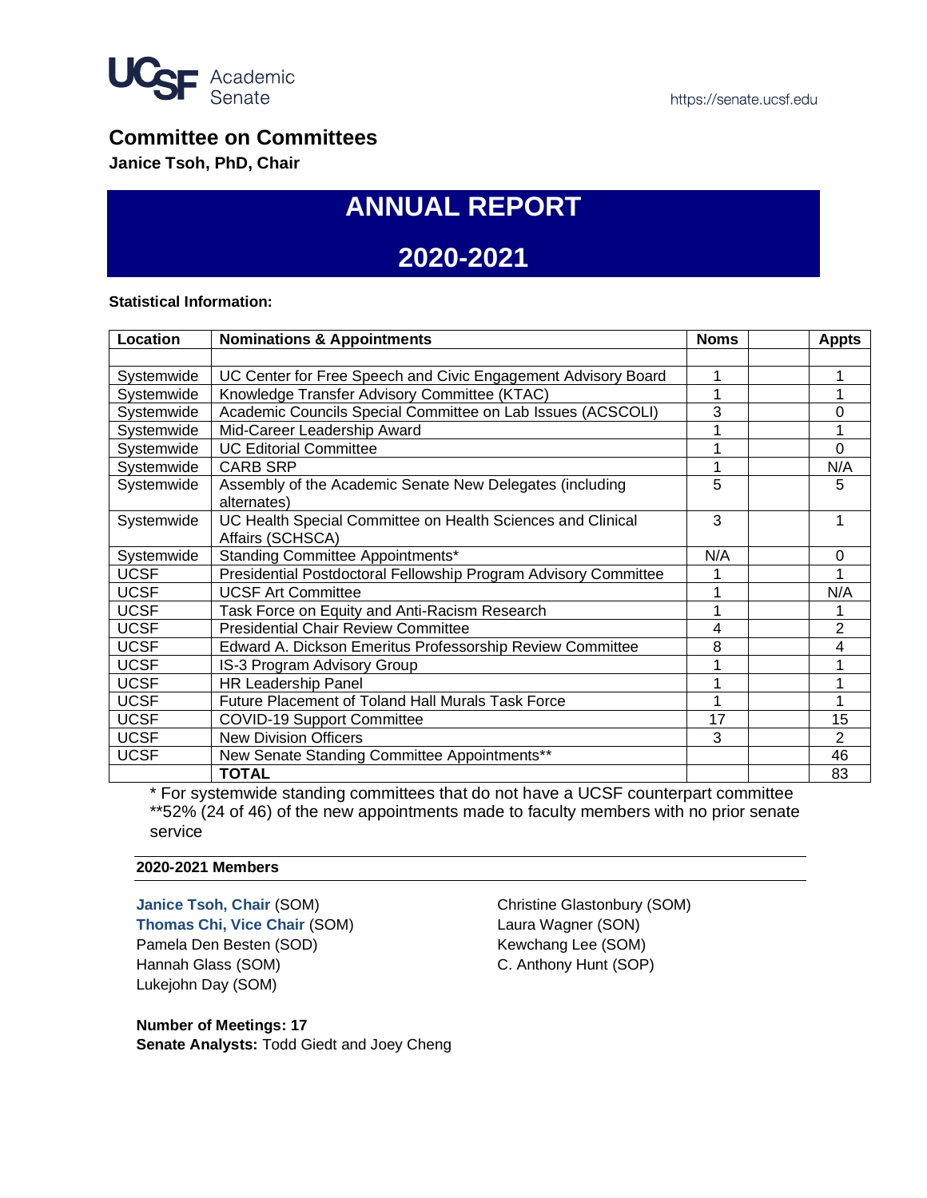# Committee on Committees

**Janice Tsoh, PhD, Chair**

# ANNUAL REPORT

# 2020-2021

**Statistical Information:**

| Location | Nominations & Appointments | Noms | | Appts |
|---|---|---|---|---|
| | | | | |
| Systemwide | UC Center for Free Speech and Civic Engagement Advisory Board | 1 | | 1 |
| Systemwide | Knowledge Transfer Advisory Committee (KTAC) | 1 | | 1 |
| Systemwide | Academic Councils Special Committee on Lab Issues (ACSCOLI) | 3 | | 0 |
| Systemwide | Mid-Career Leadership Award | 1 | | 1 |
| Systemwide | UC Editorial Committee | 1 | | 0 |
| Systemwide | CARB SRP | 1 | | N/A |
| Systemwide | Assembly of the Academic Senate New Delegates (including alternates) | 5 | | 5 |
| Systemwide | UC Health Special Committee on Health Sciences and Clinical Affairs (SCHSCA) | 3 | | 1 |
| Systemwide | Standing Committee Appointments* | N/A | | 0 |
| UCSF | Presidential Postdoctoral Fellowship Program Advisory Committee | 1 | | 1 |
| UCSF | UCSF Art Committee | 1 | | N/A |
| UCSF | Task Force on Equity and Anti-Racism Research | 1 | | 1 |
| UCSF | Presidential Chair Review Committee | 4 | | 2 |
| UCSF | Edward A. Dickson Emeritus Professorship Review Committee | 8 | | 4 |
| UCSF | IS-3 Program Advisory Group | 1 | | 1 |
| UCSF | HR Leadership Panel | 1 | | 1 |
| UCSF | Future Placement of Toland Hall Murals Task Force | 1 | | 1 |
| UCSF | COVID-19 Support Committee | 17 | | 15 |
| UCSF | New Division Officers | 3 | | 2 |
| UCSF | New Senate Standing Committee Appointments** | | | 46 |
| | **TOTAL** | | | 83 |

\* For systemwide standing committees that do not have a UCSF counterpart committee
\*\*52% (24 of 46) of the new appointments made to faculty members with no prior senate service

**2020-2021 Members**

**Janice Tsoh, Chair** (SOM)
**Thomas Chi, Vice Chair** (SOM)
Pamela Den Besten (SOD)
Hannah Glass (SOM)
Lukejohn Day (SOM)
Christine Glastonbury (SOM)
Laura Wagner (SON)
Kewchang Lee (SOM)
C. Anthony Hunt (SOP)

**Number of Meetings: 17**
**Senate Analysts:** Todd Giedt and Joey Cheng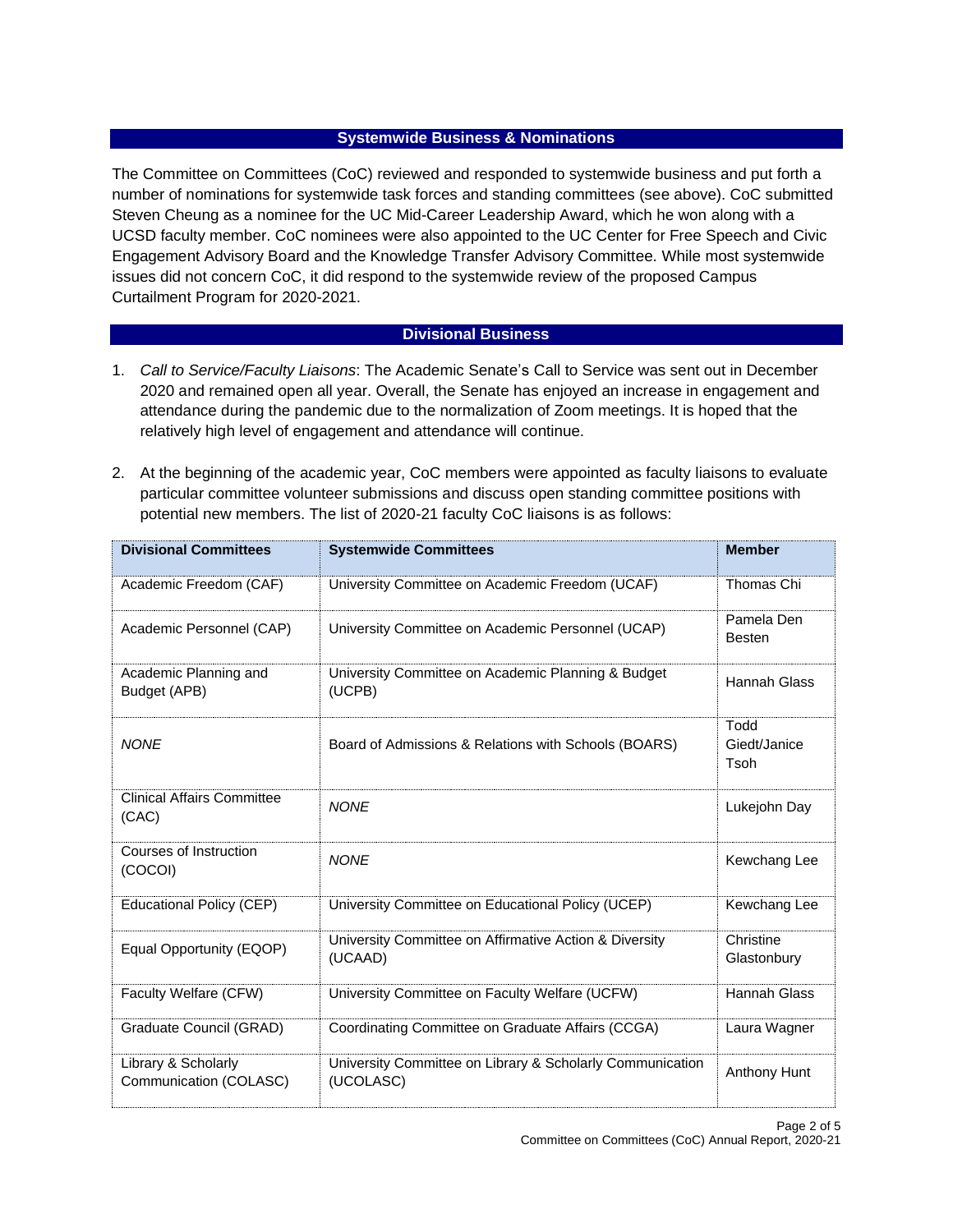## Systemwide Business & Nominations

The Committee on Committees (CoC) reviewed and responded to systemwide business and put forth a number of nominations for systemwide task forces and standing committees (see above). CoC submitted Steven Cheung as a nominee for the UC Mid-Career Leadership Award, which he won along with a UCSD faculty member. CoC nominees were also appointed to the UC Center for Free Speech and Civic Engagement Advisory Board and the Knowledge Transfer Advisory Committee. While most systemwide issues did not concern CoC, it did respond to the systemwide review of the proposed Campus Curtailment Program for 2020-2021.

## Divisional Business

1. *Call to Service/Faculty Liaisons*: The Academic Senate's Call to Service was sent out in December 2020 and remained open all year. Overall, the Senate has enjoyed an increase in engagement and attendance during the pandemic due to the normalization of Zoom meetings. It is hoped that the relatively high level of engagement and attendance will continue.

2. At the beginning of the academic year, CoC members were appointed as faculty liaisons to evaluate particular committee volunteer submissions and discuss open standing committee positions with potential new members. The list of 2020-21 faculty CoC liaisons is as follows:

| Divisional Committees | Systemwide Committees | Member |
|---|---|---|
| Academic Freedom (CAF) | University Committee on Academic Freedom (UCAF) | Thomas Chi |
| Academic Personnel (CAP) | University Committee on Academic Personnel (UCAP) | Pamela Den Besten |
| Academic Planning and Budget (APB) | University Committee on Academic Planning & Budget (UCPB) | Hannah Glass |
| *NONE* | Board of Admissions & Relations with Schools (BOARS) | Todd Giedt/Janice Tsoh |
| Clinical Affairs Committee (CAC) | *NONE* | Lukejohn Day |
| Courses of Instruction (COCOI) | *NONE* | Kewchang Lee |
| Educational Policy (CEP) | University Committee on Educational Policy (UCEP) | Kewchang Lee |
| Equal Opportunity (EQOP) | University Committee on Affirmative Action & Diversity (UCAAD) | Christine Glastonbury |
| Faculty Welfare (CFW) | University Committee on Faculty Welfare (UCFW) | Hannah Glass |
| Graduate Council (GRAD) | Coordinating Committee on Graduate Affairs (CCGA) | Laura Wagner |
| Library & Scholarly Communication (COLASC) | University Committee on Library & Scholarly Communication (UCOLASC) | Anthony Hunt |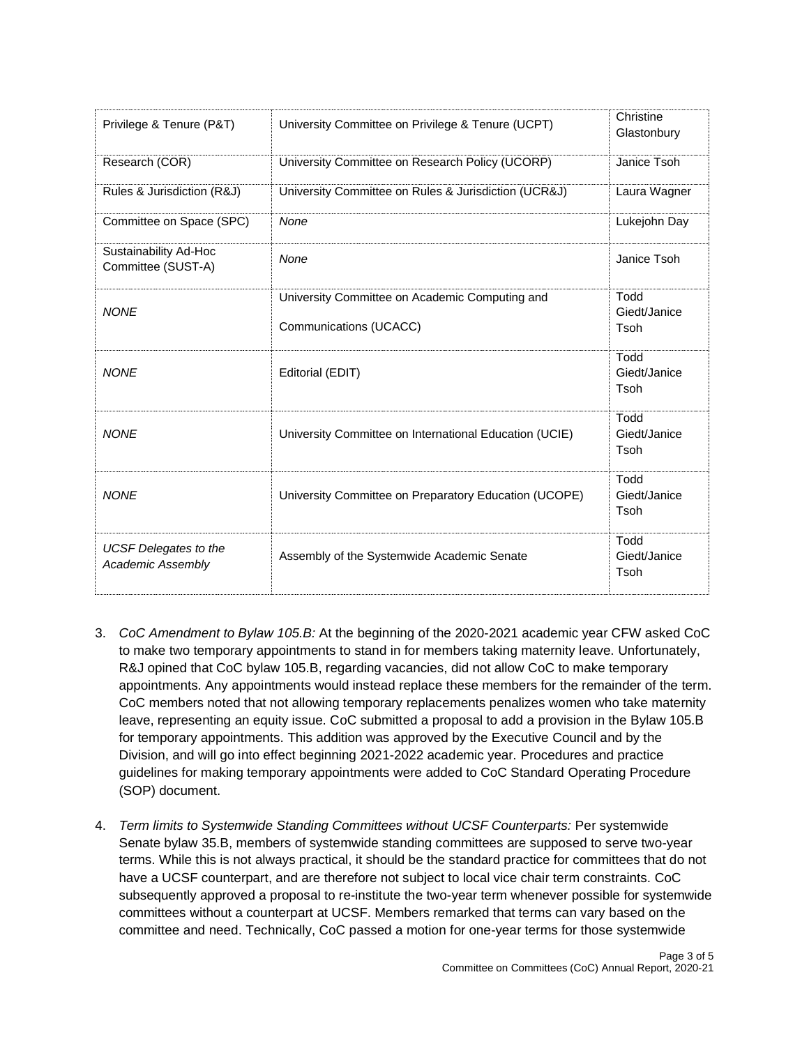| Privilege & Tenure (P&T) | University Committee on Privilege & Tenure (UCPT) | Christine Glastonbury |
|---|---|---|
| Research (COR) | University Committee on Research Policy (UCORP) | Janice Tsoh |
| Rules & Jurisdiction (R&J) | University Committee on Rules & Jurisdiction (UCR&J) | Laura Wagner |
| Committee on Space (SPC) | *None* | Lukejohn Day |
| Sustainability Ad-Hoc Committee (SUST-A) | *None* | Janice Tsoh |
| *NONE* | University Committee on Academic Computing and Communications (UCACC) | Todd Giedt/Janice Tsoh |
| *NONE* | Editorial (EDIT) | Todd Giedt/Janice Tsoh |
| *NONE* | University Committee on International Education (UCIE) | Todd Giedt/Janice Tsoh |
| *NONE* | University Committee on Preparatory Education (UCOPE) | Todd Giedt/Janice Tsoh |
| *UCSF Delegates to the Academic Assembly* | Assembly of the Systemwide Academic Senate | Todd Giedt/Janice Tsoh |

3. *CoC Amendment to Bylaw 105.B:* At the beginning of the 2020-2021 academic year CFW asked CoC to make two temporary appointments to stand in for members taking maternity leave. Unfortunately, R&J opined that CoC bylaw 105.B, regarding vacancies, did not allow CoC to make temporary appointments. Any appointments would instead replace these members for the remainder of the term. CoC members noted that not allowing temporary replacements penalizes women who take maternity leave, representing an equity issue. CoC submitted a proposal to add a provision in the Bylaw 105.B for temporary appointments. This addition was approved by the Executive Council and by the Division, and will go into effect beginning 2021-2022 academic year. Procedures and practice guidelines for making temporary appointments were added to CoC Standard Operating Procedure (SOP) document.

4. *Term limits to Systemwide Standing Committees without UCSF Counterparts:* Per systemwide Senate bylaw 35.B, members of systemwide standing committees are supposed to serve two-year terms. While this is not always practical, it should be the standard practice for committees that do not have a UCSF counterpart, and are therefore not subject to local vice chair term constraints. CoC subsequently approved a proposal to re-institute the two-year term whenever possible for systemwide committees without a counterpart at UCSF. Members remarked that terms can vary based on the committee and need. Technically, CoC passed a motion for one-year terms for those systemwide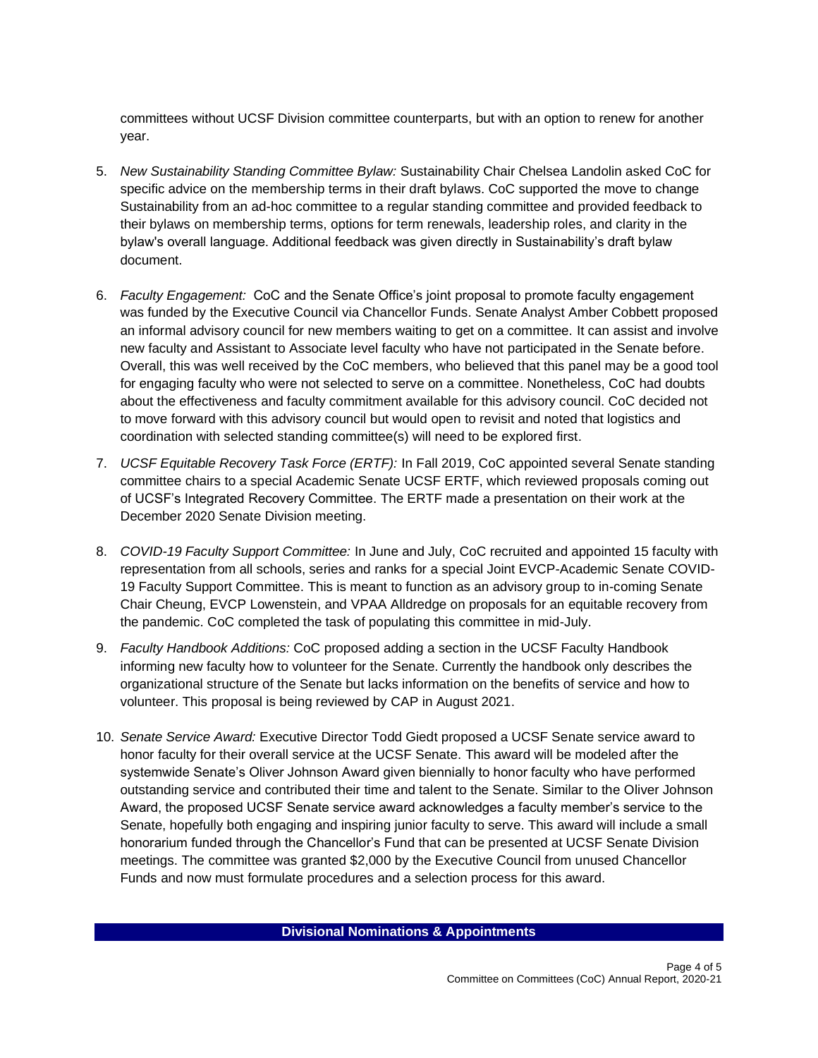committees without UCSF Division committee counterparts, but with an option to renew for another year.

5. *New Sustainability Standing Committee Bylaw:* Sustainability Chair Chelsea Landolin asked CoC for specific advice on the membership terms in their draft bylaws. CoC supported the move to change Sustainability from an ad-hoc committee to a regular standing committee and provided feedback to their bylaws on membership terms, options for term renewals, leadership roles, and clarity in the bylaw's overall language. Additional feedback was given directly in Sustainability's draft bylaw document.

6. *Faculty Engagement:* CoC and the Senate Office's joint proposal to promote faculty engagement was funded by the Executive Council via Chancellor Funds. Senate Analyst Amber Cobbett proposed an informal advisory council for new members waiting to get on a committee. It can assist and involve new faculty and Assistant to Associate level faculty who have not participated in the Senate before. Overall, this was well received by the CoC members, who believed that this panel may be a good tool for engaging faculty who were not selected to serve on a committee. Nonetheless, CoC had doubts about the effectiveness and faculty commitment available for this advisory council. CoC decided not to move forward with this advisory council but would open to revisit and noted that logistics and coordination with selected standing committee(s) will need to be explored first.

7. *UCSF Equitable Recovery Task Force (ERTF):* In Fall 2019, CoC appointed several Senate standing committee chairs to a special Academic Senate UCSF ERTF, which reviewed proposals coming out of UCSF's Integrated Recovery Committee. The ERTF made a presentation on their work at the December 2020 Senate Division meeting.

8. *COVID-19 Faculty Support Committee:* In June and July, CoC recruited and appointed 15 faculty with representation from all schools, series and ranks for a special Joint EVCP-Academic Senate COVID-19 Faculty Support Committee. This is meant to function as an advisory group to in-coming Senate Chair Cheung, EVCP Lowenstein, and VPAA Alldredge on proposals for an equitable recovery from the pandemic. CoC completed the task of populating this committee in mid-July.

9. *Faculty Handbook Additions:* CoC proposed adding a section in the UCSF Faculty Handbook informing new faculty how to volunteer for the Senate. Currently the handbook only describes the organizational structure of the Senate but lacks information on the benefits of service and how to volunteer. This proposal is being reviewed by CAP in August 2021.

10. *Senate Service Award:* Executive Director Todd Giedt proposed a UCSF Senate service award to honor faculty for their overall service at the UCSF Senate. This award will be modeled after the systemwide Senate's Oliver Johnson Award given biennially to honor faculty who have performed outstanding service and contributed their time and talent to the Senate. Similar to the Oliver Johnson Award, the proposed UCSF Senate service award acknowledges a faculty member's service to the Senate, hopefully both engaging and inspiring junior faculty to serve. This award will include a small honorarium funded through the Chancellor's Fund that can be presented at UCSF Senate Division meetings. The committee was granted $2,000 by the Executive Council from unused Chancellor Funds and now must formulate procedures and a selection process for this award.

## Divisional Nominations & Appointments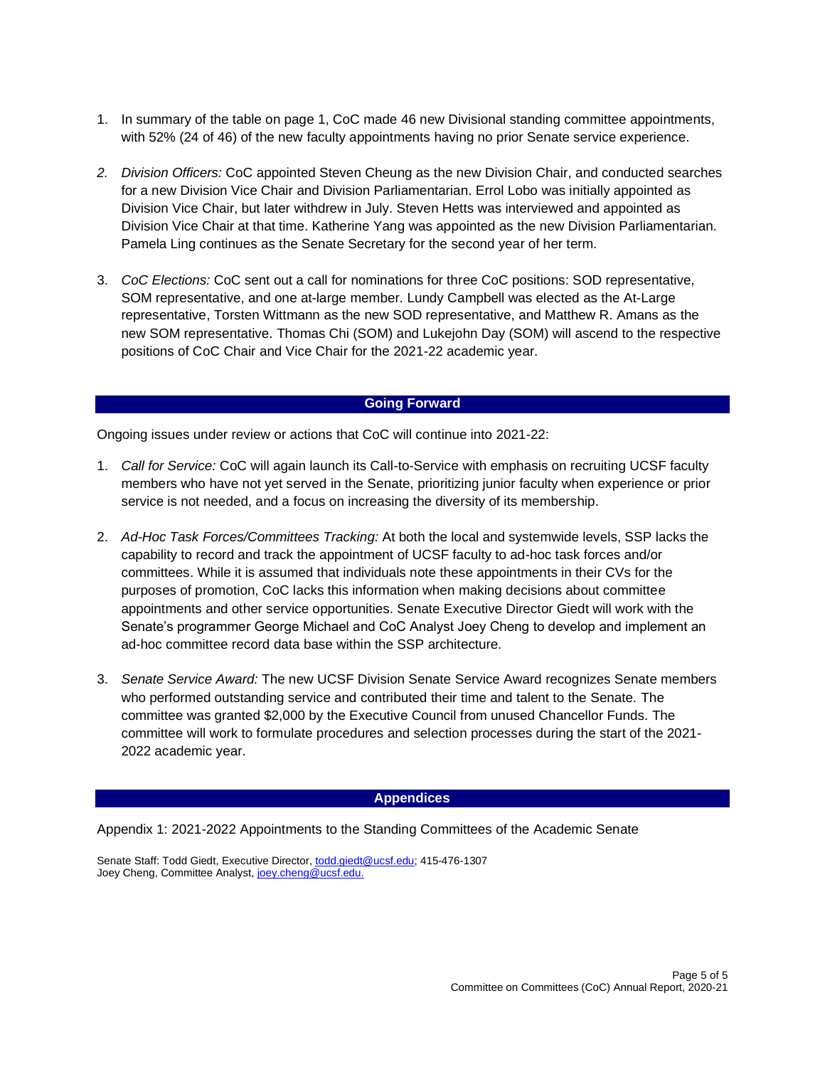1. In summary of the table on page 1, CoC made 46 new Divisional standing committee appointments, with 52% (24 of 46) of the new faculty appointments having no prior Senate service experience.

2. *Division Officers:* CoC appointed Steven Cheung as the new Division Chair, and conducted searches for a new Division Vice Chair and Division Parliamentarian. Errol Lobo was initially appointed as Division Vice Chair, but later withdrew in July. Steven Hetts was interviewed and appointed as Division Vice Chair at that time. Katherine Yang was appointed as the new Division Parliamentarian. Pamela Ling continues as the Senate Secretary for the second year of her term.

3. *CoC Elections:* CoC sent out a call for nominations for three CoC positions: SOD representative, SOM representative, and one at-large member. Lundy Campbell was elected as the At-Large representative, Torsten Wittmann as the new SOD representative, and Matthew R. Amans as the new SOM representative. Thomas Chi (SOM) and Lukejohn Day (SOM) will ascend to the respective positions of CoC Chair and Vice Chair for the 2021-22 academic year.

## Going Forward

Ongoing issues under review or actions that CoC will continue into 2021-22:

1. *Call for Service:* CoC will again launch its Call-to-Service with emphasis on recruiting UCSF faculty members who have not yet served in the Senate, prioritizing junior faculty when experience or prior service is not needed, and a focus on increasing the diversity of its membership.

2. *Ad-Hoc Task Forces/Committees Tracking:* At both the local and systemwide levels, SSP lacks the capability to record and track the appointment of UCSF faculty to ad-hoc task forces and/or committees. While it is assumed that individuals note these appointments in their CVs for the purposes of promotion, CoC lacks this information when making decisions about committee appointments and other service opportunities. Senate Executive Director Giedt will work with the Senate's programmer George Michael and CoC Analyst Joey Cheng to develop and implement an ad-hoc committee record data base within the SSP architecture.

3. *Senate Service Award:* The new UCSF Division Senate Service Award recognizes Senate members who performed outstanding service and contributed their time and talent to the Senate. The committee was granted $2,000 by the Executive Council from unused Chancellor Funds. The committee will work to formulate procedures and selection processes during the start of the 2021-2022 academic year.

## Appendices

Appendix 1: 2021-2022 Appointments to the Standing Committees of the Academic Senate

Senate Staff: Todd Giedt, Executive Director, todd.giedt@ucsf.edu; 415-476-1307
Joey Cheng, Committee Analyst, joey.cheng@ucsf.edu.